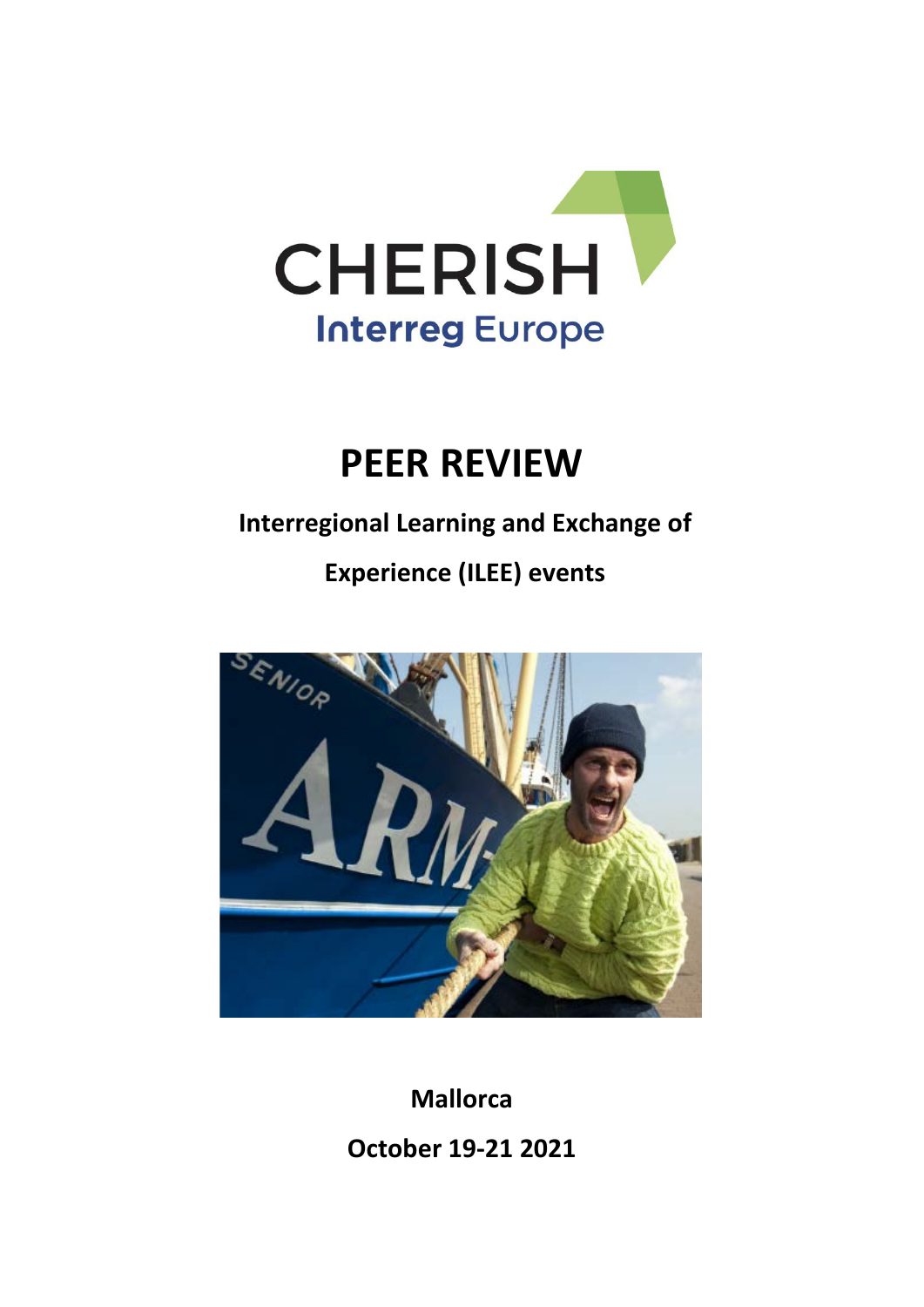CHERISH

Interreg Europe

# PEER REVIEW

**Interregional Learning and Exchange of Experience (ILEE) events**

**Mallorca**

**October 19-21 2021**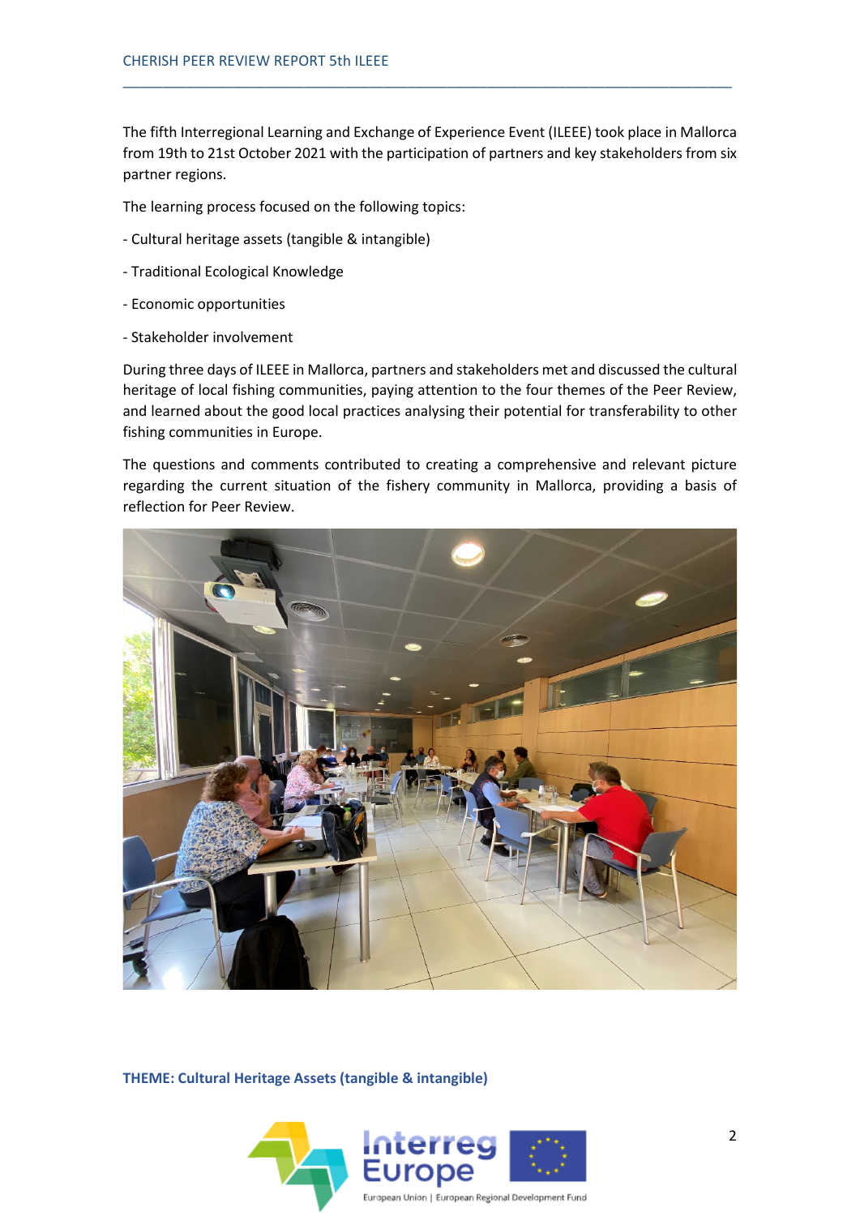The fifth Interregional Learning and Exchange of Experience Event (ILEEE) took place in Mallorca from 19th to 21st October 2021 with the participation of partners and key stakeholders from six partner regions.

The learning process focused on the following topics:

- Cultural heritage assets (tangible & intangible)

- Traditional Ecological Knowledge

- Economic opportunities

- Stakeholder involvement

During three days of ILEEE in Mallorca, partners and stakeholders met and discussed the cultural heritage of local fishing communities, paying attention to the four themes of the Peer Review, and learned about the good local practices analysing their potential for transferability to other fishing communities in Europe.

The questions and comments contributed to creating a comprehensive and relevant picture regarding the current situation of the fishery community in Mallorca, providing a basis of reflection for Peer Review.

**THEME: Cultural Heritage Assets (tangible & intangible)**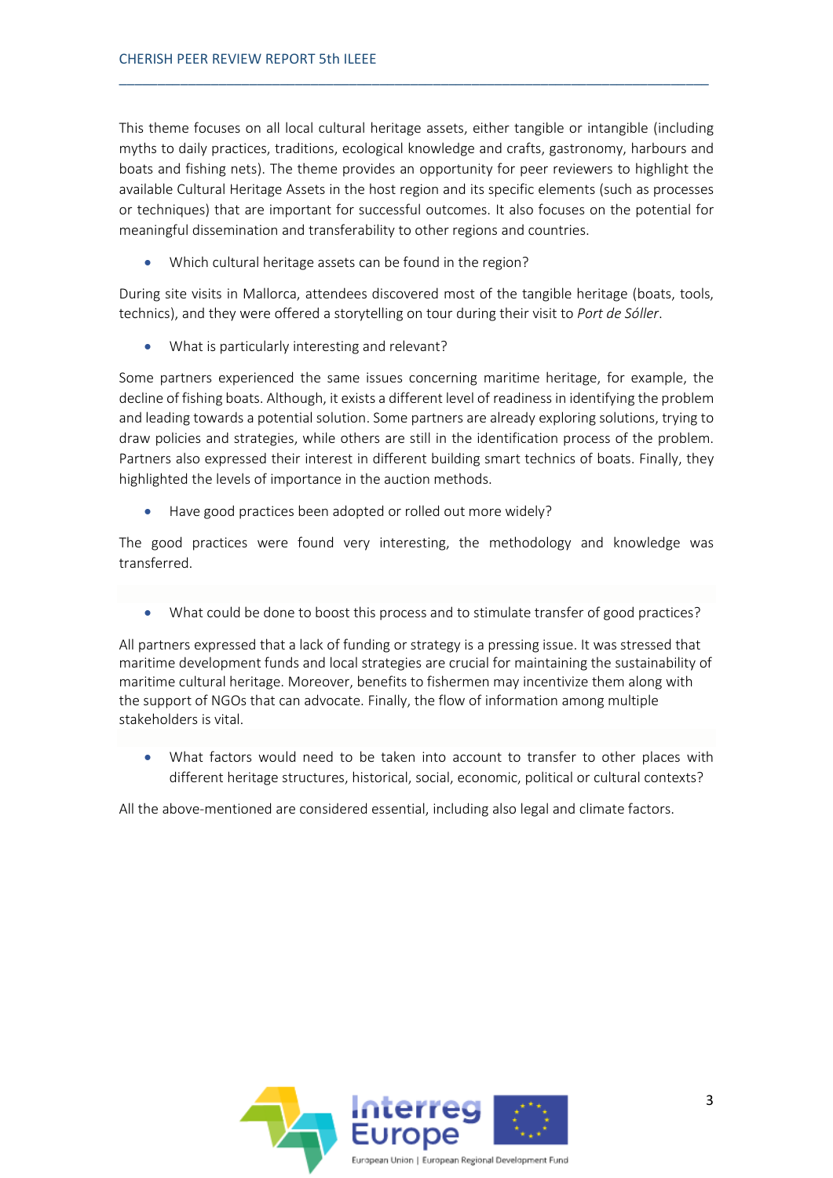This theme focuses on all local cultural heritage assets, either tangible or intangible (including myths to daily practices, traditions, ecological knowledge and crafts, gastronomy, harbours and boats and fishing nets). The theme provides an opportunity for peer reviewers to highlight the available Cultural Heritage Assets in the host region and its specific elements (such as processes or techniques) that are important for successful outcomes. It also focuses on the potential for meaningful dissemination and transferability to other regions and countries.

- Which cultural heritage assets can be found in the region?

During site visits in Mallorca, attendees discovered most of the tangible heritage (boats, tools, technics), and they were offered a storytelling on tour during their visit to *Port de Sóller*.

- What is particularly interesting and relevant?

Some partners experienced the same issues concerning maritime heritage, for example, the decline of fishing boats. Although, it exists a different level of readiness in identifying the problem and leading towards a potential solution. Some partners are already exploring solutions, trying to draw policies and strategies, while others are still in the identification process of the problem. Partners also expressed their interest in different building smart technics of boats. Finally, they highlighted the levels of importance in the auction methods.

- Have good practices been adopted or rolled out more widely?

The good practices were found very interesting, the methodology and knowledge was transferred.

- What could be done to boost this process and to stimulate transfer of good practices?

All partners expressed that a lack of funding or strategy is a pressing issue. It was stressed that maritime development funds and local strategies are crucial for maintaining the sustainability of maritime cultural heritage. Moreover, benefits to fishermen may incentivize them along with the support of NGOs that can advocate. Finally, the flow of information among multiple stakeholders is vital.

- What factors would need to be taken into account to transfer to other places with different heritage structures, historical, social, economic, political or cultural contexts?

All the above-mentioned are considered essential, including also legal and climate factors.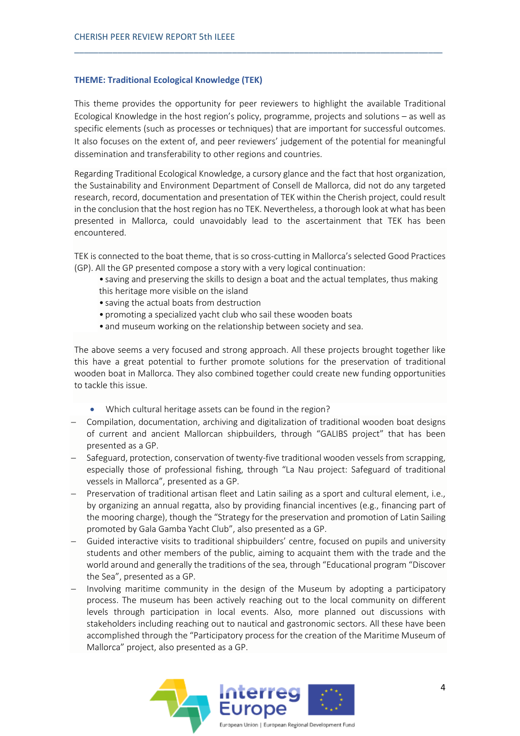### THEME: Traditional Ecological Knowledge (TEK)

This theme provides the opportunity for peer reviewers to highlight the available Traditional Ecological Knowledge in the host region's policy, programme, projects and solutions – as well as specific elements (such as processes or techniques) that are important for successful outcomes. It also focuses on the extent of, and peer reviewers' judgement of the potential for meaningful dissemination and transferability to other regions and countries.

Regarding Traditional Ecological Knowledge, a cursory glance and the fact that host organization, the Sustainability and Environment Department of Consell de Mallorca, did not do any targeted research, record, documentation and presentation of TEK within the Cherish project, could result in the conclusion that the host region has no TEK. Nevertheless, a thorough look at what has been presented in Mallorca, could unavoidably lead to the ascertainment that TEK has been encountered.

TEK is connected to the boat theme, that is so cross-cutting in Mallorca's selected Good Practices (GP). All the GP presented compose a story with a very logical continuation:

- saving and preserving the skills to design a boat and the actual templates, thus making this heritage more visible on the island
- saving the actual boats from destruction
- promoting a specialized yacht club who sail these wooden boats
- and museum working on the relationship between society and sea.

The above seems a very focused and strong approach. All these projects brought together like this have a great potential to further promote solutions for the preservation of traditional wooden boat in Mallorca. They also combined together could create new funding opportunities to tackle this issue.

- Which cultural heritage assets can be found in the region?

– Compilation, documentation, archiving and digitalization of traditional wooden boat designs of current and ancient Mallorcan shipbuilders, through "GALIBS project" that has been presented as a GP.

– Safeguard, protection, conservation of twenty-five traditional wooden vessels from scrapping, especially those of professional fishing, through "La Nau project: Safeguard of traditional vessels in Mallorca", presented as a GP.

– Preservation of traditional artisan fleet and Latin sailing as a sport and cultural element, i.e., by organizing an annual regatta, also by providing financial incentives (e.g., financing part of the mooring charge), though the "Strategy for the preservation and promotion of Latin Sailing promoted by Gala Gamba Yacht Club", also presented as a GP.

– Guided interactive visits to traditional shipbuilders' centre, focused on pupils and university students and other members of the public, aiming to acquaint them with the trade and the world around and generally the traditions of the sea, through "Educational program "Discover the Sea", presented as a GP.

– Involving maritime community in the design of the Museum by adopting a participatory process. The museum has been actively reaching out to the local community on different levels through participation in local events. Also, more planned out discussions with stakeholders including reaching out to nautical and gastronomic sectors. All these have been accomplished through the "Participatory process for the creation of the Maritime Museum of Mallorca" project, also presented as a GP.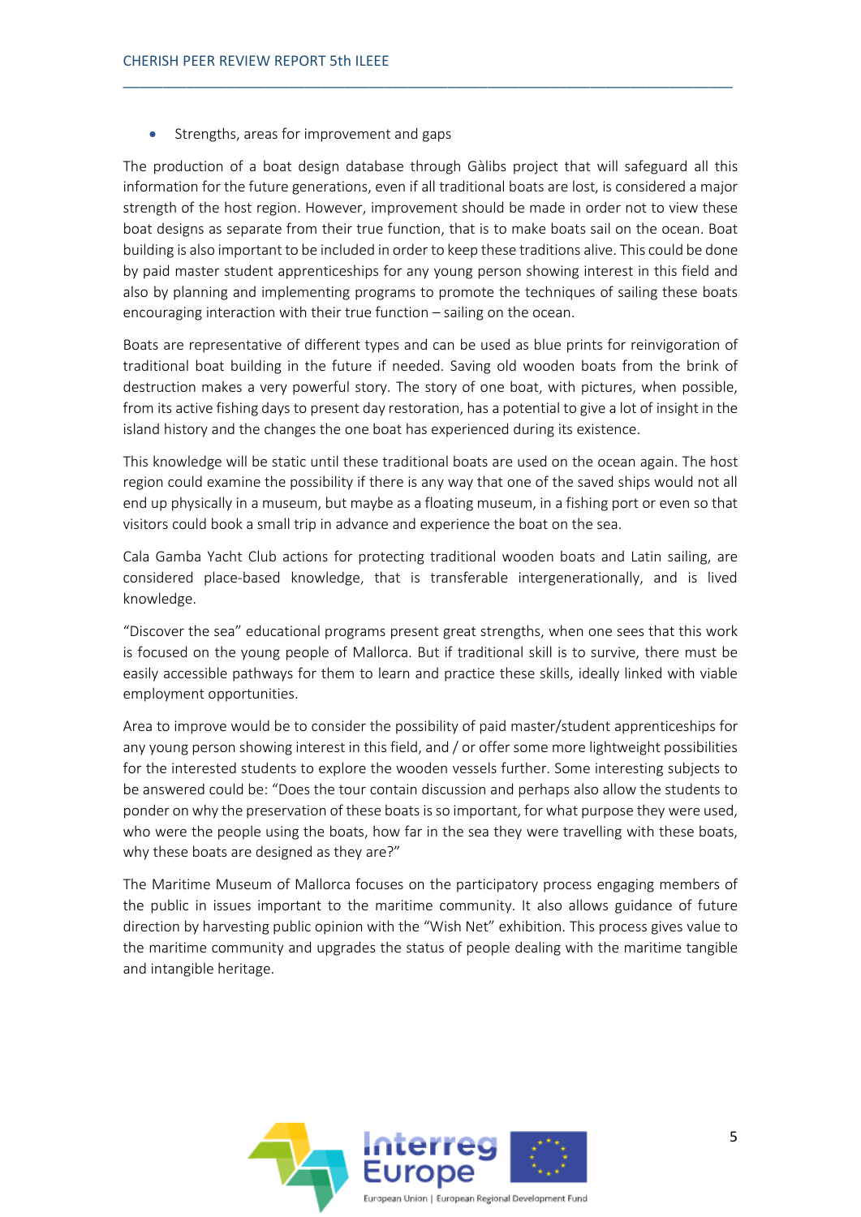- Strengths, areas for improvement and gaps

The production of a boat design database through Gàlibs project that will safeguard all this information for the future generations, even if all traditional boats are lost, is considered a major strength of the host region. However, improvement should be made in order not to view these boat designs as separate from their true function, that is to make boats sail on the ocean. Boat building is also important to be included in order to keep these traditions alive. This could be done by paid master student apprenticeships for any young person showing interest in this field and also by planning and implementing programs to promote the techniques of sailing these boats encouraging interaction with their true function – sailing on the ocean.

Boats are representative of different types and can be used as blue prints for reinvigoration of traditional boat building in the future if needed. Saving old wooden boats from the brink of destruction makes a very powerful story. The story of one boat, with pictures, when possible, from its active fishing days to present day restoration, has a potential to give a lot of insight in the island history and the changes the one boat has experienced during its existence.

This knowledge will be static until these traditional boats are used on the ocean again. The host region could examine the possibility if there is any way that one of the saved ships would not all end up physically in a museum, but maybe as a floating museum, in a fishing port or even so that visitors could book a small trip in advance and experience the boat on the sea.

Cala Gamba Yacht Club actions for protecting traditional wooden boats and Latin sailing, are considered place-based knowledge, that is transferable intergenerationally, and is lived knowledge.

"Discover the sea" educational programs present great strengths, when one sees that this work is focused on the young people of Mallorca. But if traditional skill is to survive, there must be easily accessible pathways for them to learn and practice these skills, ideally linked with viable employment opportunities.

Area to improve would be to consider the possibility of paid master/student apprenticeships for any young person showing interest in this field, and / or offer some more lightweight possibilities for the interested students to explore the wooden vessels further. Some interesting subjects to be answered could be: "Does the tour contain discussion and perhaps also allow the students to ponder on why the preservation of these boats is so important, for what purpose they were used, who were the people using the boats, how far in the sea they were travelling with these boats, why these boats are designed as they are?"

The Maritime Museum of Mallorca focuses on the participatory process engaging members of the public in issues important to the maritime community. It also allows guidance of future direction by harvesting public opinion with the "Wish Net" exhibition. This process gives value to the maritime community and upgrades the status of people dealing with the maritime tangible and intangible heritage.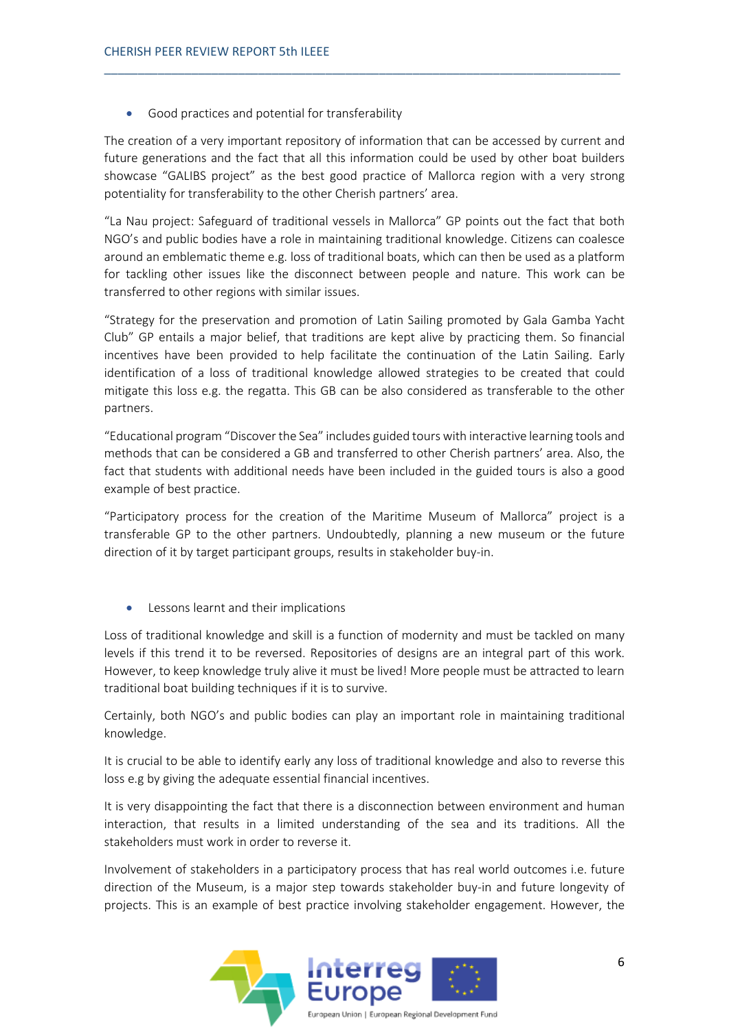- Good practices and potential for transferability

The creation of a very important repository of information that can be accessed by current and future generations and the fact that all this information could be used by other boat builders showcase "GALIBS project" as the best good practice of Mallorca region with a very strong potentiality for transferability to the other Cherish partners' area.

"La Nau project: Safeguard of traditional vessels in Mallorca" GP points out the fact that both NGO's and public bodies have a role in maintaining traditional knowledge. Citizens can coalesce around an emblematic theme e.g. loss of traditional boats, which can then be used as a platform for tackling other issues like the disconnect between people and nature. This work can be transferred to other regions with similar issues.

"Strategy for the preservation and promotion of Latin Sailing promoted by Gala Gamba Yacht Club" GP entails a major belief, that traditions are kept alive by practicing them. So financial incentives have been provided to help facilitate the continuation of the Latin Sailing. Early identification of a loss of traditional knowledge allowed strategies to be created that could mitigate this loss e.g. the regatta. This GB can be also considered as transferable to the other partners.

"Educational program "Discover the Sea" includes guided tours with interactive learning tools and methods that can be considered a GB and transferred to other Cherish partners' area. Also, the fact that students with additional needs have been included in the guided tours is also a good example of best practice.

"Participatory process for the creation of the Maritime Museum of Mallorca" project is a transferable GP to the other partners. Undoubtedly, planning a new museum or the future direction of it by target participant groups, results in stakeholder buy-in.

- Lessons learnt and their implications

Loss of traditional knowledge and skill is a function of modernity and must be tackled on many levels if this trend it to be reversed. Repositories of designs are an integral part of this work. However, to keep knowledge truly alive it must be lived! More people must be attracted to learn traditional boat building techniques if it is to survive.

Certainly, both NGO's and public bodies can play an important role in maintaining traditional knowledge.

It is crucial to be able to identify early any loss of traditional knowledge and also to reverse this loss e.g by giving the adequate essential financial incentives.

It is very disappointing the fact that there is a disconnection between environment and human interaction, that results in a limited understanding of the sea and its traditions. All the stakeholders must work in order to reverse it.

Involvement of stakeholders in a participatory process that has real world outcomes i.e. future direction of the Museum, is a major step towards stakeholder buy-in and future longevity of projects. This is an example of best practice involving stakeholder engagement. However, the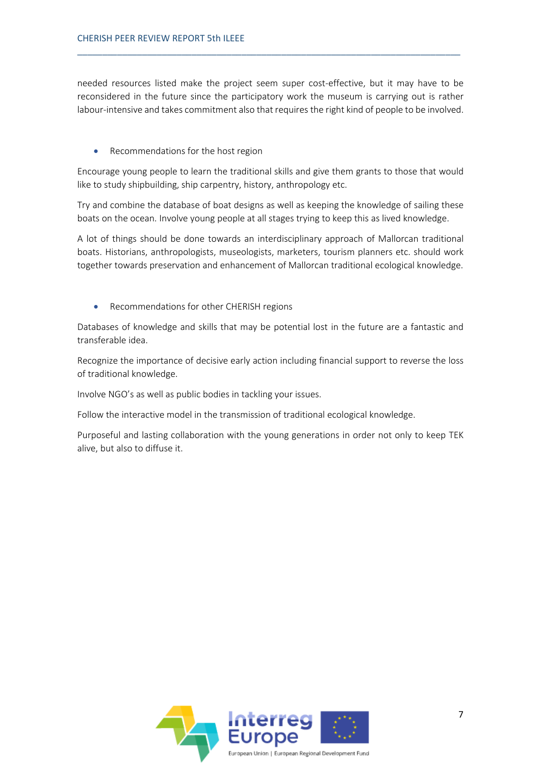needed resources listed make the project seem super cost-effective, but it may have to be reconsidered in the future since the participatory work the museum is carrying out is rather labour-intensive and takes commitment also that requires the right kind of people to be involved.

- Recommendations for the host region

Encourage young people to learn the traditional skills and give them grants to those that would like to study shipbuilding, ship carpentry, history, anthropology etc.

Try and combine the database of boat designs as well as keeping the knowledge of sailing these boats on the ocean. Involve young people at all stages trying to keep this as lived knowledge.

A lot of things should be done towards an interdisciplinary approach of Mallorcan traditional boats. Historians, anthropologists, museologists, marketers, tourism planners etc. should work together towards preservation and enhancement of Mallorcan traditional ecological knowledge.

- Recommendations for other CHERISH regions

Databases of knowledge and skills that may be potential lost in the future are a fantastic and transferable idea.

Recognize the importance of decisive early action including financial support to reverse the loss of traditional knowledge.

Involve NGO's as well as public bodies in tackling your issues.

Follow the interactive model in the transmission of traditional ecological knowledge.

Purposeful and lasting collaboration with the young generations in order not only to keep TEK alive, but also to diffuse it.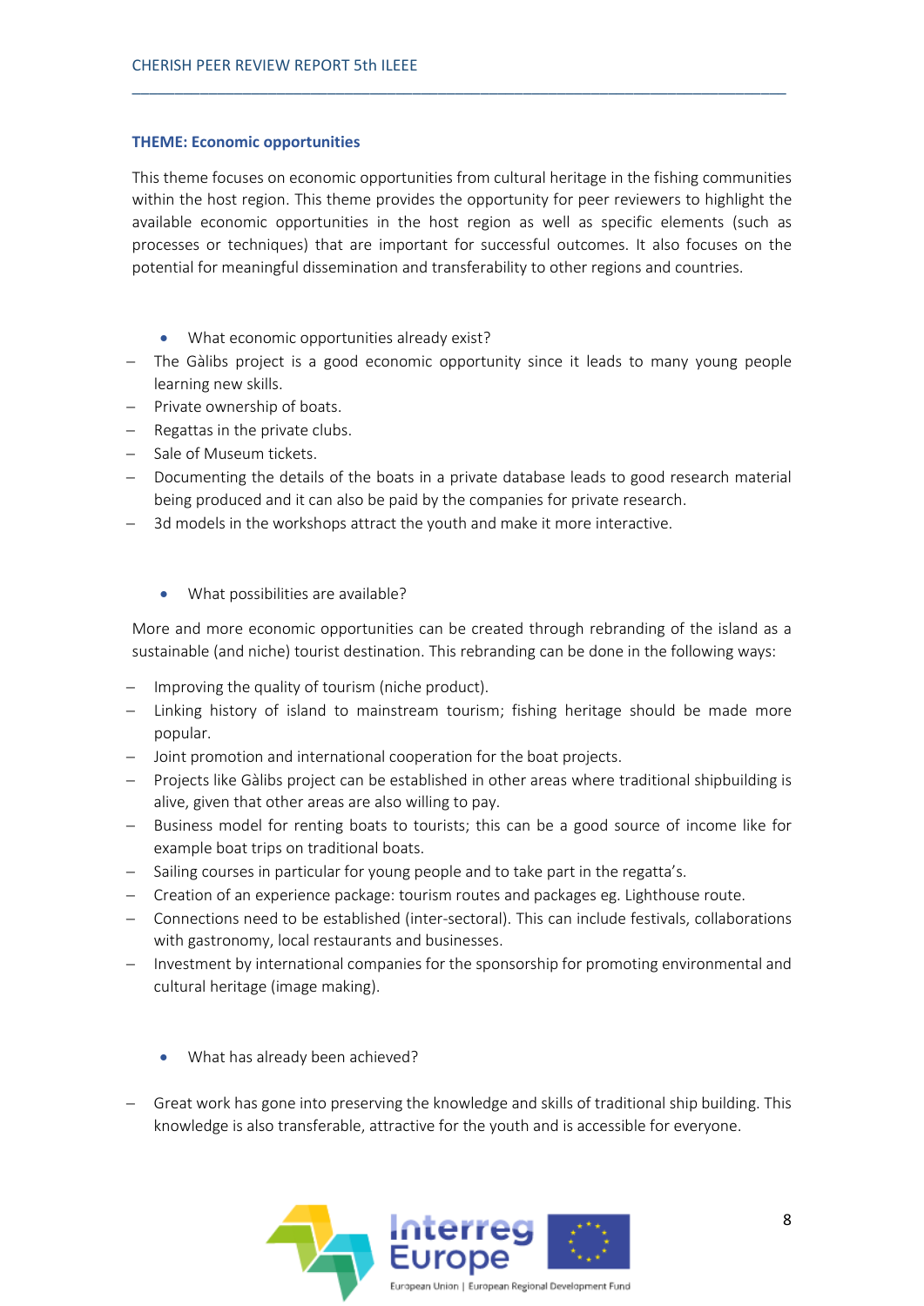**THEME: Economic opportunities**

This theme focuses on economic opportunities from cultural heritage in the fishing communities within the host region. This theme provides the opportunity for peer reviewers to highlight the available economic opportunities in the host region as well as specific elements (such as processes or techniques) that are important for successful outcomes. It also focuses on the potential for meaningful dissemination and transferability to other regions and countries.

- What economic opportunities already exist?

– The Gàlibs project is a good economic opportunity since it leads to many young people learning new skills.
– Private ownership of boats.
– Regattas in the private clubs.
– Sale of Museum tickets.
– Documenting the details of the boats in a private database leads to good research material being produced and it can also be paid by the companies for private research.
– 3d models in the workshops attract the youth and make it more interactive.

- What possibilities are available?

More and more economic opportunities can be created through rebranding of the island as a sustainable (and niche) tourist destination. This rebranding can be done in the following ways:

– Improving the quality of tourism (niche product).
– Linking history of island to mainstream tourism; fishing heritage should be made more popular.
– Joint promotion and international cooperation for the boat projects.
– Projects like Gàlibs project can be established in other areas where traditional shipbuilding is alive, given that other areas are also willing to pay.
– Business model for renting boats to tourists; this can be a good source of income like for example boat trips on traditional boats.
– Sailing courses in particular for young people and to take part in the regatta's.
– Creation of an experience package: tourism routes and packages eg. Lighthouse route.
– Connections need to be established (inter-sectoral). This can include festivals, collaborations with gastronomy, local restaurants and businesses.
– Investment by international companies for the sponsorship for promoting environmental and cultural heritage (image making).

- What has already been achieved?

– Great work has gone into preserving the knowledge and skills of traditional ship building. This knowledge is also transferable, attractive for the youth and is accessible for everyone.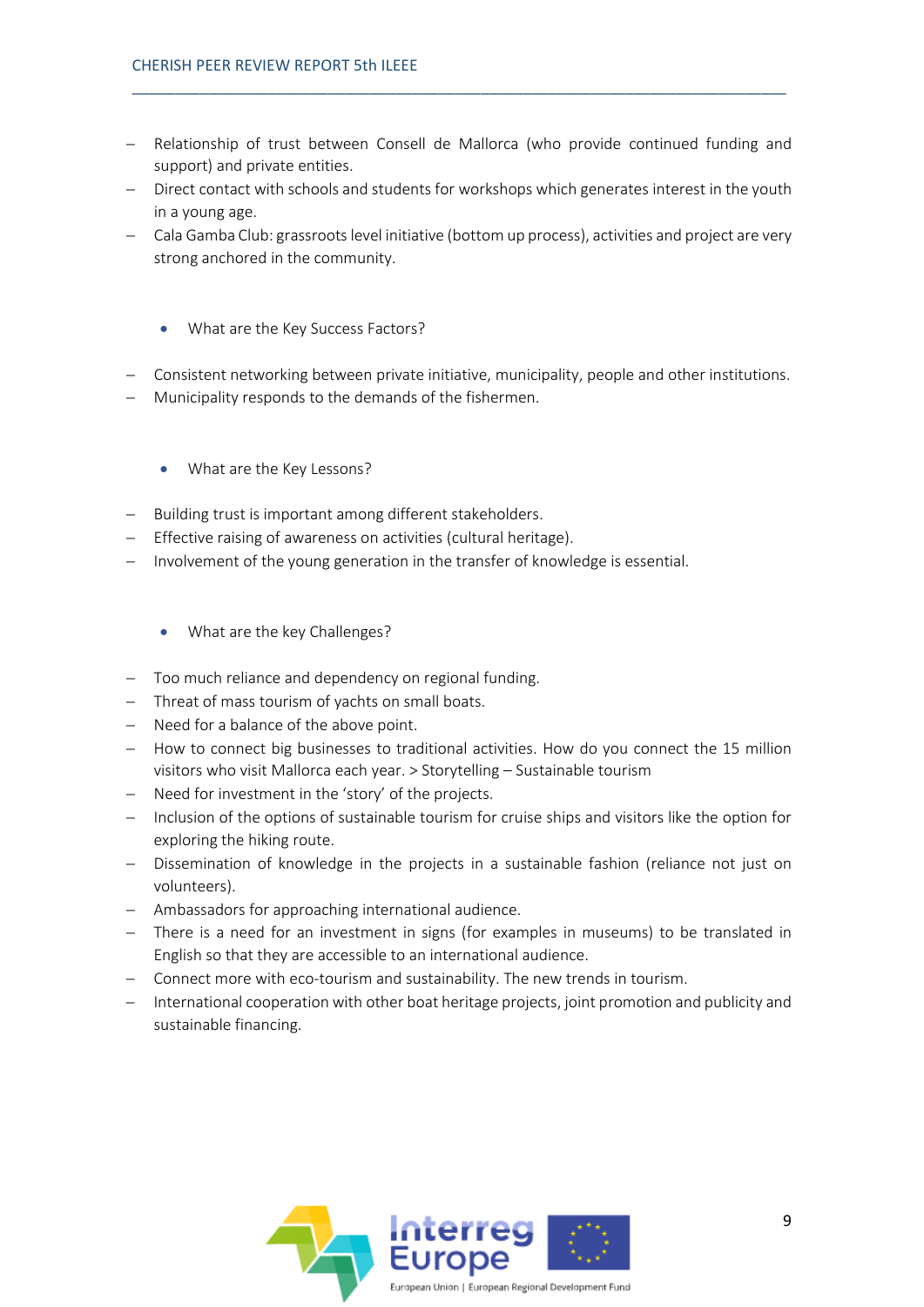- Relationship of trust between Consell de Mallorca (who provide continued funding and support) and private entities.
- Direct contact with schools and students for workshops which generates interest in the youth in a young age.
- Cala Gamba Club: grassroots level initiative (bottom up process), activities and project are very strong anchored in the community.

- What are the Key Success Factors?

- Consistent networking between private initiative, municipality, people and other institutions.
- Municipality responds to the demands of the fishermen.

- What are the Key Lessons?

- Building trust is important among different stakeholders.
- Effective raising of awareness on activities (cultural heritage).
- Involvement of the young generation in the transfer of knowledge is essential.

- What are the key Challenges?

- Too much reliance and dependency on regional funding.
- Threat of mass tourism of yachts on small boats.
- Need for a balance of the above point.
- How to connect big businesses to traditional activities. How do you connect the 15 million visitors who visit Mallorca each year. > Storytelling – Sustainable tourism
- Need for investment in the 'story' of the projects.
- Inclusion of the options of sustainable tourism for cruise ships and visitors like the option for exploring the hiking route.
- Dissemination of knowledge in the projects in a sustainable fashion (reliance not just on volunteers).
- Ambassadors for approaching international audience.
- There is a need for an investment in signs (for examples in museums) to be translated in English so that they are accessible to an international audience.
- Connect more with eco-tourism and sustainability. The new trends in tourism.
- International cooperation with other boat heritage projects, joint promotion and publicity and sustainable financing.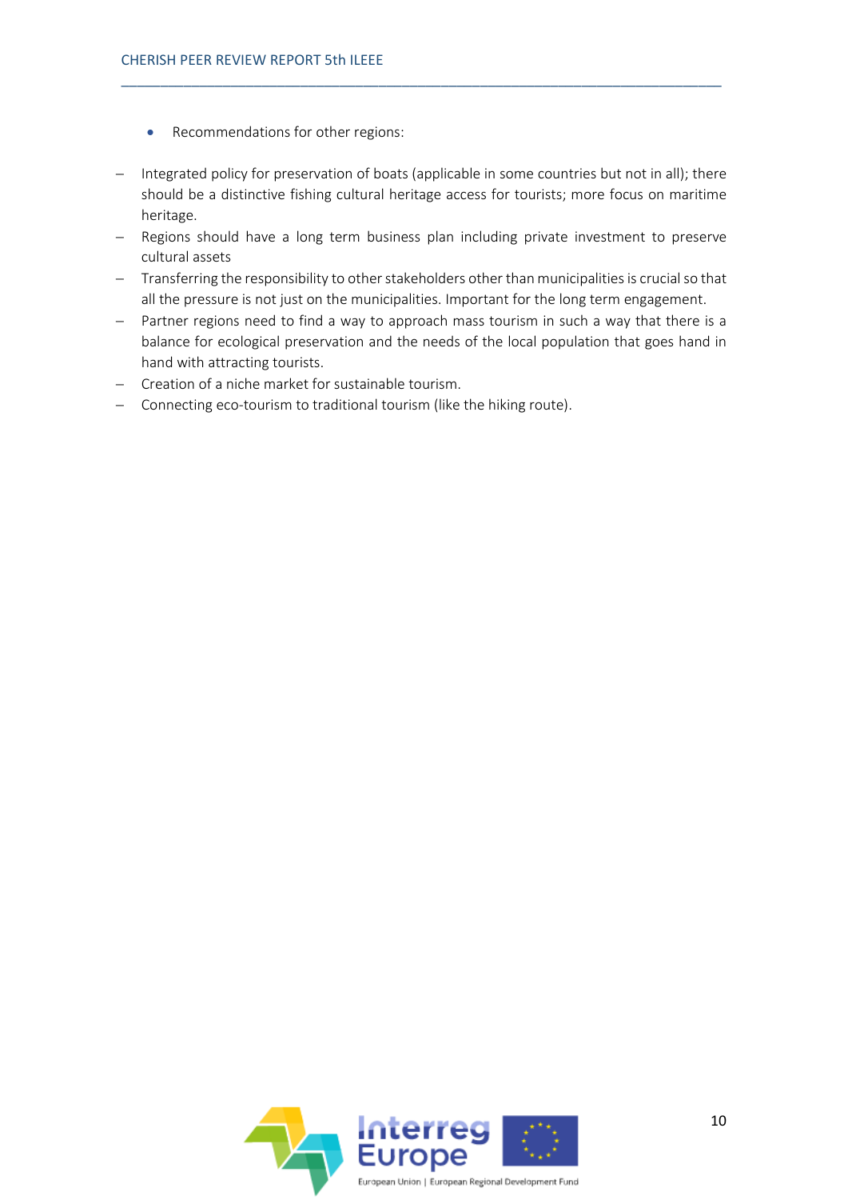- Recommendations for other regions:

- Integrated policy for preservation of boats (applicable in some countries but not in all); there should be a distinctive fishing cultural heritage access for tourists; more focus on maritime heritage.
- Regions should have a long term business plan including private investment to preserve cultural assets
- Transferring the responsibility to other stakeholders other than municipalities is crucial so that all the pressure is not just on the municipalities. Important for the long term engagement.
- Partner regions need to find a way to approach mass tourism in such a way that there is a balance for ecological preservation and the needs of the local population that goes hand in hand with attracting tourists.
- Creation of a niche market for sustainable tourism.
- Connecting eco-tourism to traditional tourism (like the hiking route).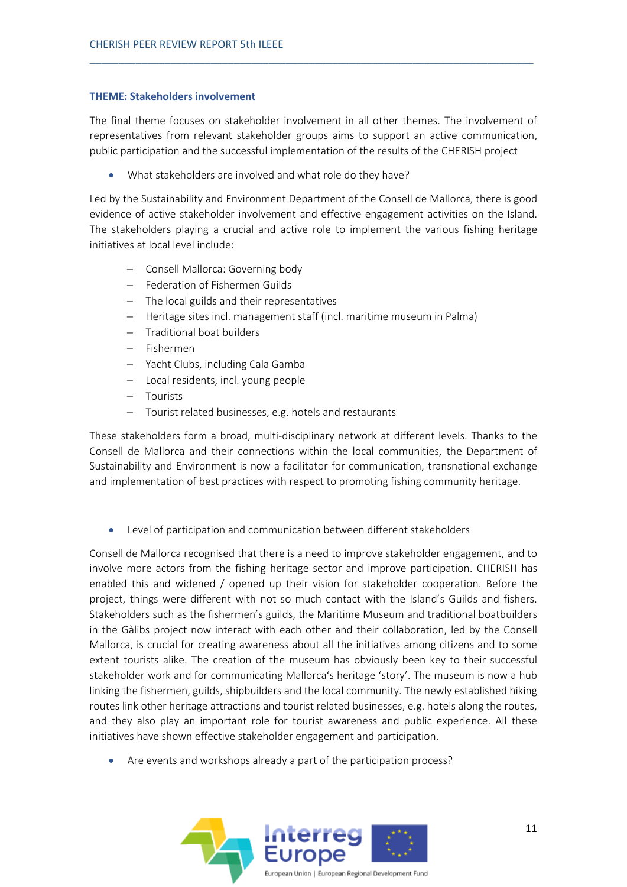**THEME: Stakeholders involvement**

The final theme focuses on stakeholder involvement in all other themes. The involvement of representatives from relevant stakeholder groups aims to support an active communication, public participation and the successful implementation of the results of the CHERISH project

- What stakeholders are involved and what role do they have?

Led by the Sustainability and Environment Department of the Consell de Mallorca, there is good evidence of active stakeholder involvement and effective engagement activities on the Island. The stakeholders playing a crucial and active role to implement the various fishing heritage initiatives at local level include:

- Consell Mallorca: Governing body
- Federation of Fishermen Guilds
- The local guilds and their representatives
- Heritage sites incl. management staff (incl. maritime museum in Palma)
- Traditional boat builders
- Fishermen
- Yacht Clubs, including Cala Gamba
- Local residents, incl. young people
- Tourists
- Tourist related businesses, e.g. hotels and restaurants

These stakeholders form a broad, multi-disciplinary network at different levels. Thanks to the Consell de Mallorca and their connections within the local communities, the Department of Sustainability and Environment is now a facilitator for communication, transnational exchange and implementation of best practices with respect to promoting fishing community heritage.

- Level of participation and communication between different stakeholders

Consell de Mallorca recognised that there is a need to improve stakeholder engagement, and to involve more actors from the fishing heritage sector and improve participation. CHERISH has enabled this and widened / opened up their vision for stakeholder cooperation. Before the project, things were different with not so much contact with the Island's Guilds and fishers. Stakeholders such as the fishermen's guilds, the Maritime Museum and traditional boatbuilders in the Gàlibs project now interact with each other and their collaboration, led by the Consell Mallorca, is crucial for creating awareness about all the initiatives among citizens and to some extent tourists alike. The creation of the museum has obviously been key to their successful stakeholder work and for communicating Mallorca's heritage 'story'. The museum is now a hub linking the fishermen, guilds, shipbuilders and the local community. The newly established hiking routes link other heritage attractions and tourist related businesses, e.g. hotels along the routes, and they also play an important role for tourist awareness and public experience. All these initiatives have shown effective stakeholder engagement and participation.

- Are events and workshops already a part of the participation process?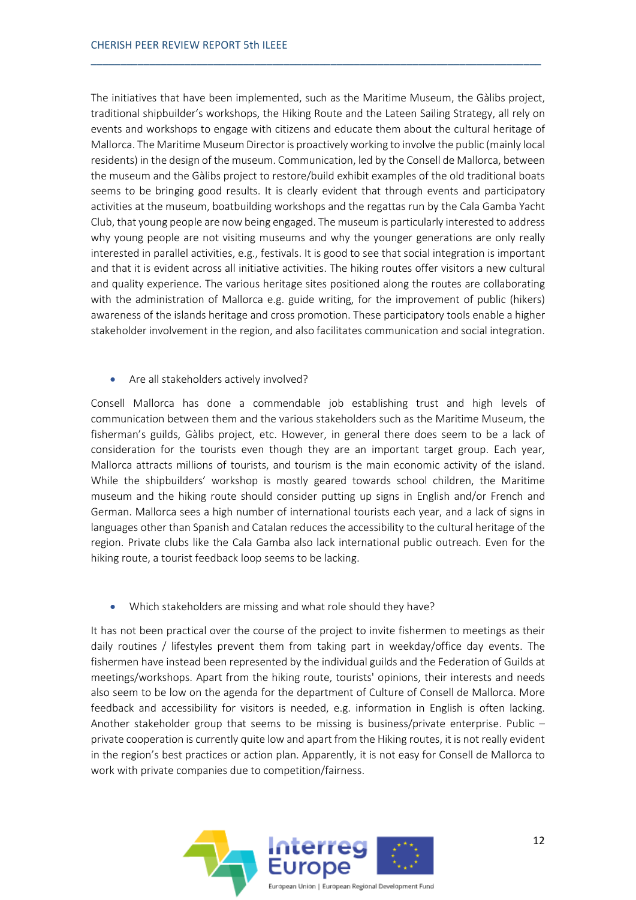The initiatives that have been implemented, such as the Maritime Museum, the Gàlibs project, traditional shipbuilder's workshops, the Hiking Route and the Lateen Sailing Strategy, all rely on events and workshops to engage with citizens and educate them about the cultural heritage of Mallorca. The Maritime Museum Director is proactively working to involve the public (mainly local residents) in the design of the museum. Communication, led by the Consell de Mallorca, between the museum and the Gàlibs project to restore/build exhibit examples of the old traditional boats seems to be bringing good results. It is clearly evident that through events and participatory activities at the museum, boatbuilding workshops and the regattas run by the Cala Gamba Yacht Club, that young people are now being engaged. The museum is particularly interested to address why young people are not visiting museums and why the younger generations are only really interested in parallel activities, e.g., festivals. It is good to see that social integration is important and that it is evident across all initiative activities. The hiking routes offer visitors a new cultural and quality experience. The various heritage sites positioned along the routes are collaborating with the administration of Mallorca e.g. guide writing, for the improvement of public (hikers) awareness of the islands heritage and cross promotion. These participatory tools enable a higher stakeholder involvement in the region, and also facilitates communication and social integration.

- Are all stakeholders actively involved?

Consell Mallorca has done a commendable job establishing trust and high levels of communication between them and the various stakeholders such as the Maritime Museum, the fisherman's guilds, Gàlibs project, etc. However, in general there does seem to be a lack of consideration for the tourists even though they are an important target group. Each year, Mallorca attracts millions of tourists, and tourism is the main economic activity of the island. While the shipbuilders' workshop is mostly geared towards school children, the Maritime museum and the hiking route should consider putting up signs in English and/or French and German. Mallorca sees a high number of international tourists each year, and a lack of signs in languages other than Spanish and Catalan reduces the accessibility to the cultural heritage of the region. Private clubs like the Cala Gamba also lack international public outreach. Even for the hiking route, a tourist feedback loop seems to be lacking.

- Which stakeholders are missing and what role should they have?

It has not been practical over the course of the project to invite fishermen to meetings as their daily routines / lifestyles prevent them from taking part in weekday/office day events. The fishermen have instead been represented by the individual guilds and the Federation of Guilds at meetings/workshops. Apart from the hiking route, tourists' opinions, their interests and needs also seem to be low on the agenda for the department of Culture of Consell de Mallorca. More feedback and accessibility for visitors is needed, e.g. information in English is often lacking. Another stakeholder group that seems to be missing is business/private enterprise. Public – private cooperation is currently quite low and apart from the Hiking routes, it is not really evident in the region's best practices or action plan. Apparently, it is not easy for Consell de Mallorca to work with private companies due to competition/fairness.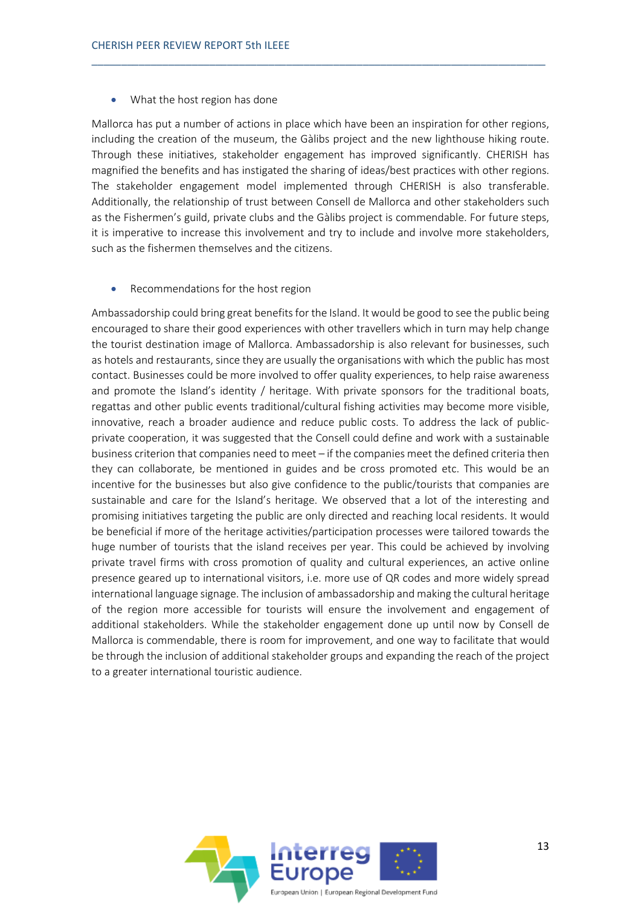- What the host region has done

Mallorca has put a number of actions in place which have been an inspiration for other regions, including the creation of the museum, the Gàlibs project and the new lighthouse hiking route. Through these initiatives, stakeholder engagement has improved significantly. CHERISH has magnified the benefits and has instigated the sharing of ideas/best practices with other regions. The stakeholder engagement model implemented through CHERISH is also transferable. Additionally, the relationship of trust between Consell de Mallorca and other stakeholders such as the Fishermen's guild, private clubs and the Gàlibs project is commendable. For future steps, it is imperative to increase this involvement and try to include and involve more stakeholders, such as the fishermen themselves and the citizens.

- Recommendations for the host region

Ambassadorship could bring great benefits for the Island. It would be good to see the public being encouraged to share their good experiences with other travellers which in turn may help change the tourist destination image of Mallorca. Ambassadorship is also relevant for businesses, such as hotels and restaurants, since they are usually the organisations with which the public has most contact. Businesses could be more involved to offer quality experiences, to help raise awareness and promote the Island's identity / heritage. With private sponsors for the traditional boats, regattas and other public events traditional/cultural fishing activities may become more visible, innovative, reach a broader audience and reduce public costs. To address the lack of public-private cooperation, it was suggested that the Consell could define and work with a sustainable business criterion that companies need to meet – if the companies meet the defined criteria then they can collaborate, be mentioned in guides and be cross promoted etc. This would be an incentive for the businesses but also give confidence to the public/tourists that companies are sustainable and care for the Island's heritage. We observed that a lot of the interesting and promising initiatives targeting the public are only directed and reaching local residents. It would be beneficial if more of the heritage activities/participation processes were tailored towards the huge number of tourists that the island receives per year. This could be achieved by involving private travel firms with cross promotion of quality and cultural experiences, an active online presence geared up to international visitors, i.e. more use of QR codes and more widely spread international language signage. The inclusion of ambassadorship and making the cultural heritage of the region more accessible for tourists will ensure the involvement and engagement of additional stakeholders. While the stakeholder engagement done up until now by Consell de Mallorca is commendable, there is room for improvement, and one way to facilitate that would be through the inclusion of additional stakeholder groups and expanding the reach of the project to a greater international touristic audience.